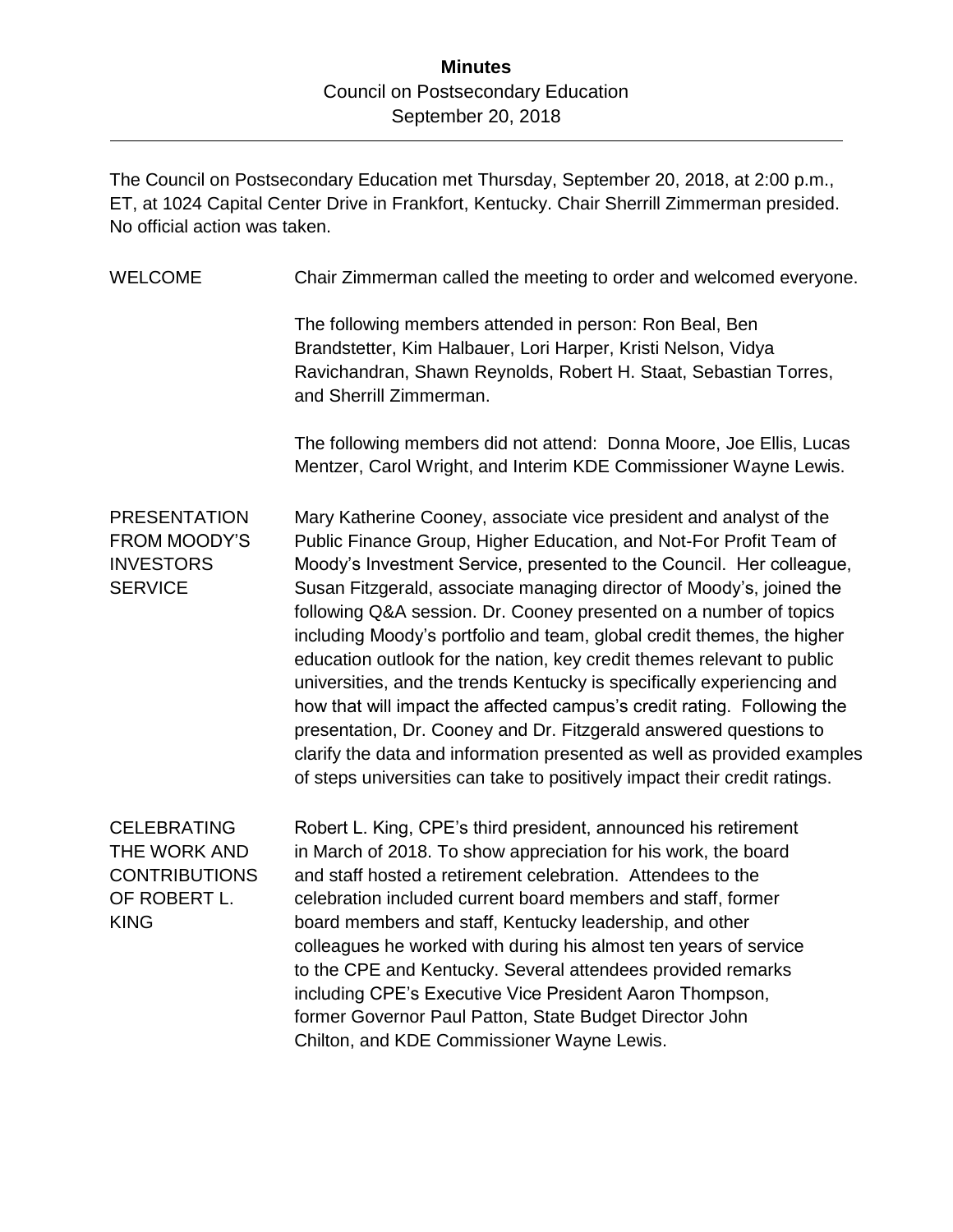# Minutes

Council on Postsecondary Education
September 20, 2018

---

The Council on Postsecondary Education met Thursday, September 20, 2018, at 2:00 p.m., ET, at 1024 Capital Center Drive in Frankfort, Kentucky. Chair Sherrill Zimmerman presided. No official action was taken.

**WELCOME**

Chair Zimmerman called the meeting to order and welcomed everyone.

The following members attended in person: Ron Beal, Ben Brandstetter, Kim Halbauer, Lori Harper, Kristi Nelson, Vidya Ravichandran, Shawn Reynolds, Robert H. Staat, Sebastian Torres, and Sherrill Zimmerman.

The following members did not attend: Donna Moore, Joe Ellis, Lucas Mentzer, Carol Wright, and Interim KDE Commissioner Wayne Lewis.

**PRESENTATION FROM MOODY'S INVESTORS SERVICE**

Mary Katherine Cooney, associate vice president and analyst of the Public Finance Group, Higher Education, and Not-For Profit Team of Moody's Investment Service, presented to the Council. Her colleague, Susan Fitzgerald, associate managing director of Moody's, joined the following Q&A session. Dr. Cooney presented on a number of topics including Moody's portfolio and team, global credit themes, the higher education outlook for the nation, key credit themes relevant to public universities, and the trends Kentucky is specifically experiencing and how that will impact the affected campus's credit rating. Following the presentation, Dr. Cooney and Dr. Fitzgerald answered questions to clarify the data and information presented as well as provided examples of steps universities can take to positively impact their credit ratings.

**CELEBRATING THE WORK AND CONTRIBUTIONS OF ROBERT L. KING**

Robert L. King, CPE's third president, announced his retirement in March of 2018. To show appreciation for his work, the board and staff hosted a retirement celebration. Attendees to the celebration included current board members and staff, former board members and staff, Kentucky leadership, and other colleagues he worked with during his almost ten years of service to the CPE and Kentucky. Several attendees provided remarks including CPE's Executive Vice President Aaron Thompson, former Governor Paul Patton, State Budget Director John Chilton, and KDE Commissioner Wayne Lewis.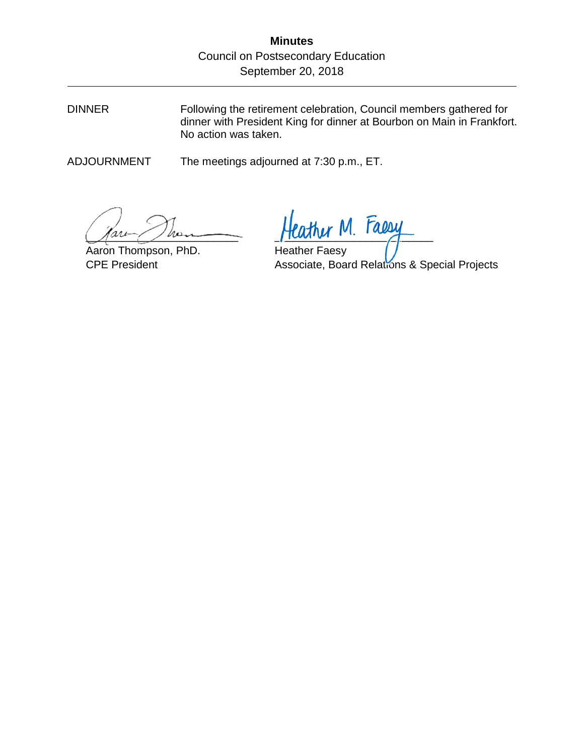**Minutes**
Council on Postsecondary Education
September 20, 2018

---

| | |
|---|---|
| DINNER | Following the retirement celebration, Council members gathered for dinner with President King for dinner at Bourbon on Main in Frankfort. No action was taken. |
| ADJOURNMENT | The meetings adjourned at 7:30 p.m., ET. |

Aaron Thompson, PhD.
CPE President

Heather Faesy
Associate, Board Relations & Special Projects